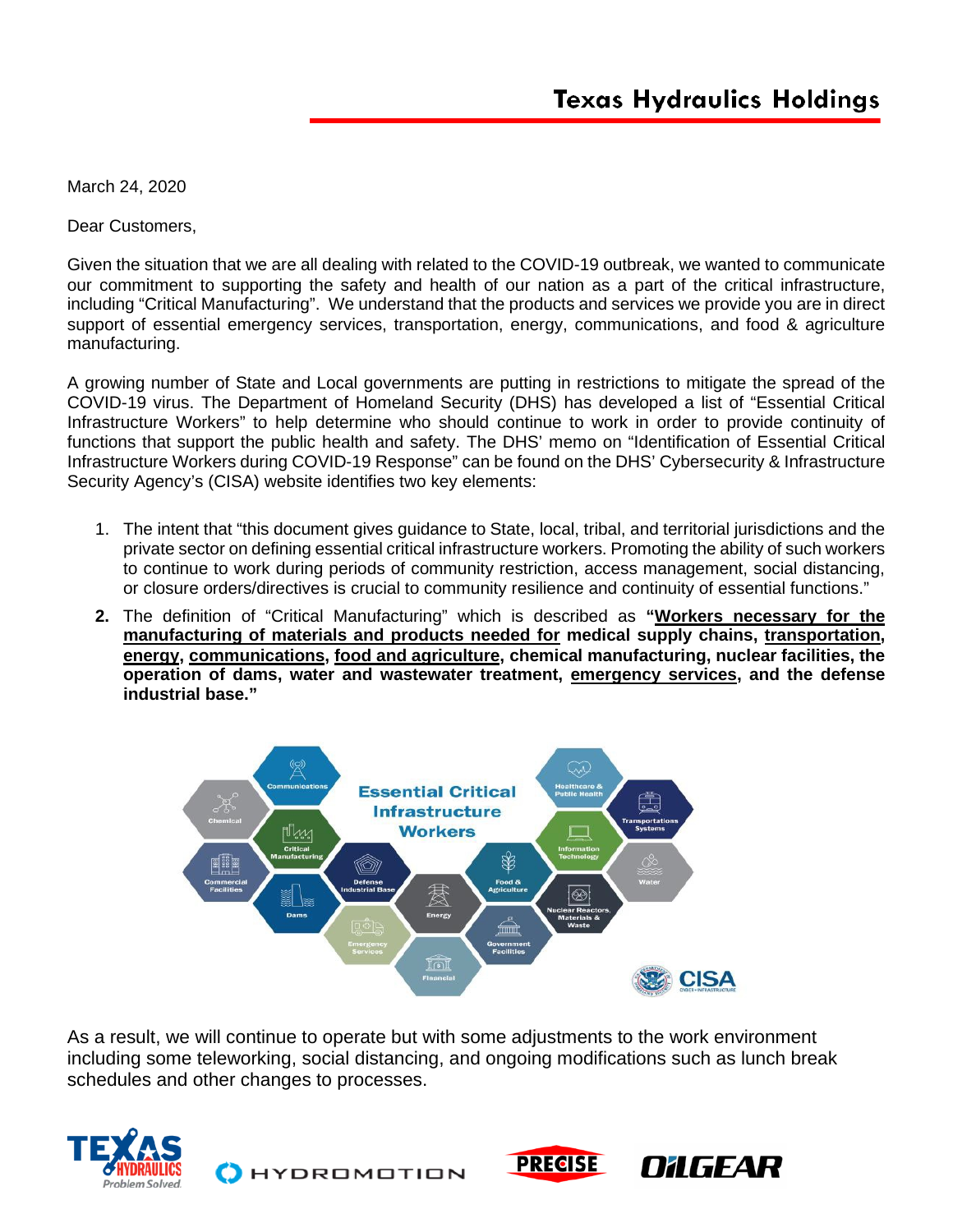# Texas Hydraulics Holdings

March 24, 2020

Dear Customers,

Given the situation that we are all dealing with related to the COVID-19 outbreak, we wanted to communicate our commitment to supporting the safety and health of our nation as a part of the critical infrastructure, including "Critical Manufacturing". We understand that the products and services we provide you are in direct support of essential emergency services, transportation, energy, communications, and food & agriculture manufacturing.

A growing number of State and Local governments are putting in restrictions to mitigate the spread of the COVID-19 virus. The Department of Homeland Security (DHS) has developed a list of "Essential Critical Infrastructure Workers" to help determine who should continue to work in order to provide continuity of functions that support the public health and safety. The DHS' memo on "Identification of Essential Critical Infrastructure Workers during COVID-19 Response" can be found on the DHS' Cybersecurity & Infrastructure Security Agency's (CISA) website identifies two key elements:

1. The intent that "this document gives guidance to State, local, tribal, and territorial jurisdictions and the private sector on defining essential critical infrastructure workers. Promoting the ability of such workers to continue to work during periods of community restriction, access management, social distancing, or closure orders/directives is crucial to community resilience and continuity of essential functions."
2. The definition of "Critical Manufacturing" which is described as **"<u>Workers necessary for the manufacturing of materials and products needed for</u> medical supply chains, <u>transportation</u>, <u>energy</u>, <u>communications</u>, <u>food and agriculture</u>, chemical manufacturing, nuclear facilities, the operation of dams, water and wastewater treatment, <u>emergency services</u>, and the defense industrial base."**

Essential Critical Infrastructure Workers

Communications, Chemical, Critical Manufacturing, Commercial Facilities, Dams, Defense Industrial Base, Emergency Services, Energy, Financial, Food & Agriculture, Government Facilities, Healthcare & Public Health, Transportations Systems, Information Technology, Water, Nuclear Reactors, Materials & Waste

CISA

As a result, we will continue to operate but with some adjustments to the work environment including some teleworking, social distancing, and ongoing modifications such as lunch break schedules and other changes to processes.

TEXAS HYDRAULICS Problem Solved. | HYDROMOTION | PRECISE | OILGEAR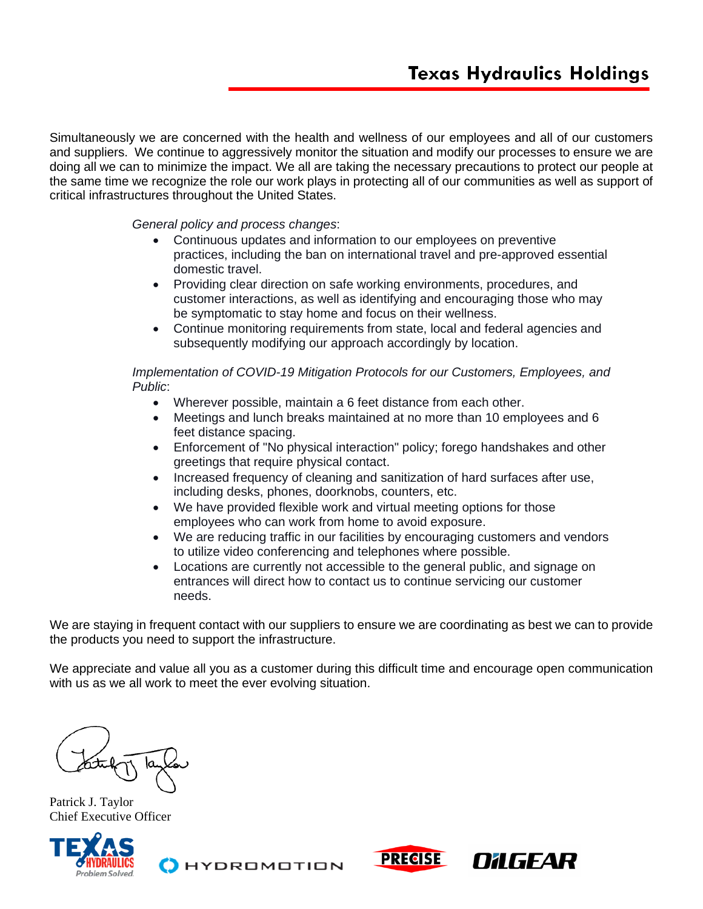Simultaneously we are concerned with the health and wellness of our employees and all of our customers and suppliers. We continue to aggressively monitor the situation and modify our processes to ensure we are doing all we can to minimize the impact. We all are taking the necessary precautions to protect our people at the same time we recognize the role our work plays in protecting all of our communities as well as support of critical infrastructures throughout the United States.

*General policy and process changes*:

- Continuous updates and information to our employees on preventive practices, including the ban on international travel and pre-approved essential domestic travel.
- Providing clear direction on safe working environments, procedures, and customer interactions, as well as identifying and encouraging those who may be symptomatic to stay home and focus on their wellness.
- Continue monitoring requirements from state, local and federal agencies and subsequently modifying our approach accordingly by location.

*Implementation of COVID-19 Mitigation Protocols for our Customers, Employees, and Public*:

- Wherever possible, maintain a 6 feet distance from each other.
- Meetings and lunch breaks maintained at no more than 10 employees and 6 feet distance spacing.
- Enforcement of "No physical interaction" policy; forego handshakes and other greetings that require physical contact.
- Increased frequency of cleaning and sanitization of hard surfaces after use, including desks, phones, doorknobs, counters, etc.
- We have provided flexible work and virtual meeting options for those employees who can work from home to avoid exposure.
- We are reducing traffic in our facilities by encouraging customers and vendors to utilize video conferencing and telephones where possible.
- Locations are currently not accessible to the general public, and signage on entrances will direct how to contact us to continue servicing our customer needs.

We are staying in frequent contact with our suppliers to ensure we are coordinating as best we can to provide the products you need to support the infrastructure.

We appreciate and value all you as a customer during this difficult time and encourage open communication with us as we all work to meet the ever evolving situation.

Patrick J. Taylor
Chief Executive Officer